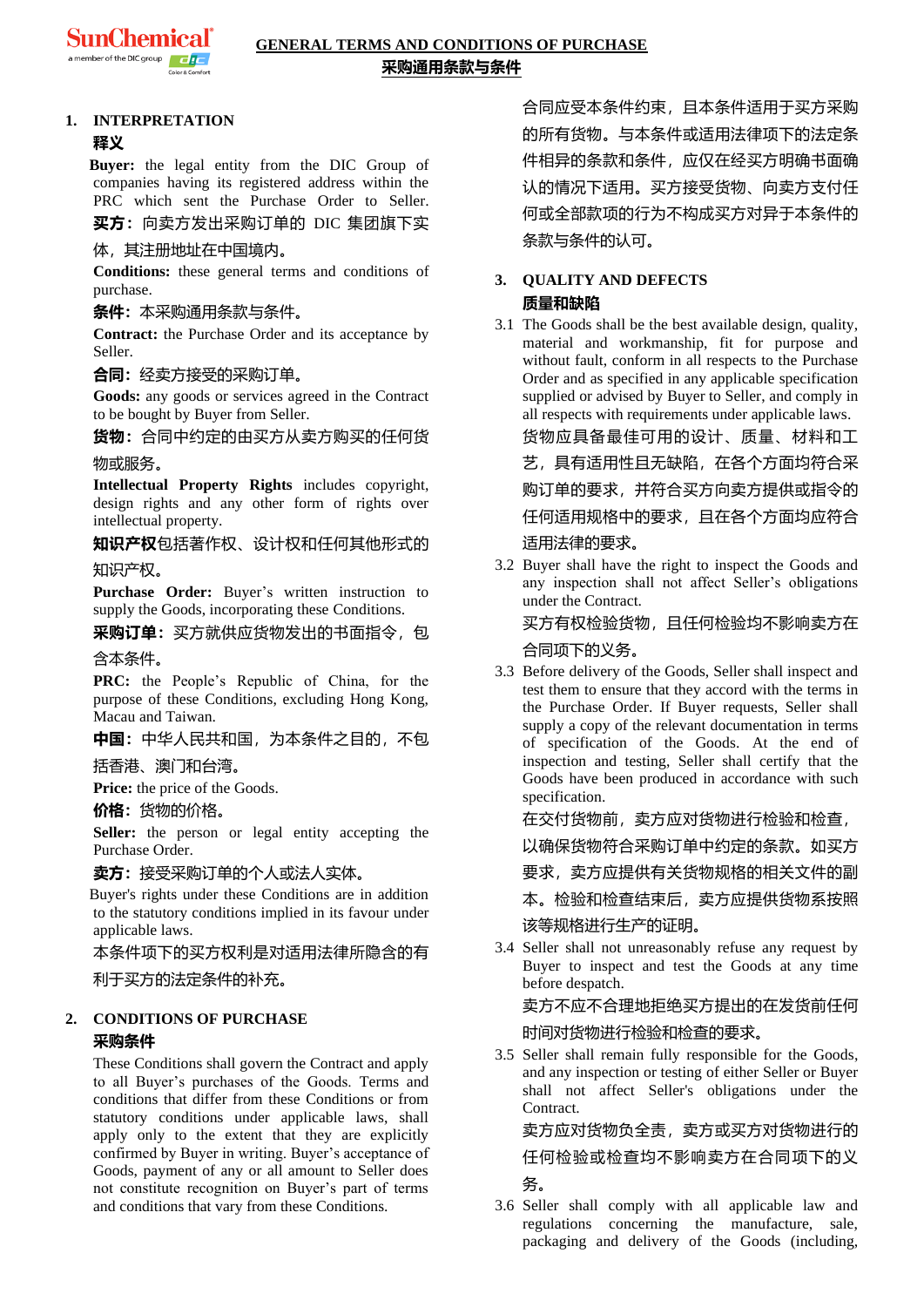# GENERAL TERMS AND CONDITIONS OF PURCHASE
# 采购通用条款与条件

## 1. INTERPRETATION
## 释义

**Buyer:** the legal entity from the DIC Group of companies having its registered address within the PRC which sent the Purchase Order to Seller.

**买方：**向卖方发出采购订单的 DIC 集团旗下实体，其注册地址在中国境内。

**Conditions:** these general terms and conditions of purchase.

**条件：**本采购通用条款与条件。

**Contract:** the Purchase Order and its acceptance by Seller.

**合同：**经卖方接受的采购订单。

**Goods:** any goods or services agreed in the Contract to be bought by Buyer from Seller.

**货物：**合同中约定的由买方从卖方购买的任何货物或服务。

**Intellectual Property Rights** includes copyright, design rights and any other form of rights over intellectual property.

**知识产权**包括著作权、设计权和任何其他形式的知识产权。

**Purchase Order:** Buyer's written instruction to supply the Goods, incorporating these Conditions.

**采购订单：**买方就供应货物发出的书面指令，包含本条件。

**PRC:** the People's Republic of China, for the purpose of these Conditions, excluding Hong Kong, Macau and Taiwan.

**中国：**中华人民共和国，为本条件之目的，不包括香港、澳门和台湾。

**Price:** the price of the Goods.

**价格：**货物的价格。

**Seller:** the person or legal entity accepting the Purchase Order.

**卖方：**接受采购订单的个人或法人实体。

Buyer's rights under these Conditions are in addition to the statutory conditions implied in its favour under applicable laws.

本条件项下的买方权利是对适用法律所隐含的有利于买方的法定条件的补充。

## 2. CONDITIONS OF PURCHASE
## 采购条件

These Conditions shall govern the Contract and apply to all Buyer's purchases of the Goods. Terms and conditions that differ from these Conditions or from statutory conditions under applicable laws, shall apply only to the extent that they are explicitly confirmed by Buyer in writing. Buyer's acceptance of Goods, payment of any or all amount to Seller does not constitute recognition on Buyer's part of terms and conditions that vary from these Conditions.

合同应受本条件约束，且本条件适用于买方采购的所有货物。与本条件或适用法律项下的法定条件相异的条款和条件，应仅在经买方明确书面确认的情况下适用。买方接受货物、向卖方支付任何或全部款项的行为不构成买方对异于本条件的条款与条件的认可。

## 3. QUALITY AND DEFECTS
## 质量和缺陷

3.1 The Goods shall be the best available design, quality, material and workmanship, fit for purpose and without fault, conform in all respects to the Purchase Order and as specified in any applicable specification supplied or advised by Buyer to Seller, and comply in all respects with requirements under applicable laws.

货物应具备最佳可用的设计、质量、材料和工艺，具有适用性且无缺陷，在各个方面均符合采购订单的要求，并符合买方向卖方提供或指令的任何适用规格中的要求，且在各个方面均应符合适用法律的要求。

3.2 Buyer shall have the right to inspect the Goods and any inspection shall not affect Seller's obligations under the Contract.

买方有权检验货物，且任何检验均不影响卖方在合同项下的义务。

3.3 Before delivery of the Goods, Seller shall inspect and test them to ensure that they accord with the terms in the Purchase Order. If Buyer requests, Seller shall supply a copy of the relevant documentation in terms of specification of the Goods. At the end of inspection and testing, Seller shall certify that the Goods have been produced in accordance with such specification.

在交付货物前，卖方应对货物进行检验和检查，以确保货物符合采购订单中约定的条款。如买方要求，卖方应提供有关货物规格的相关文件的副本。检验和检查结束后，卖方应提供货物系按照该等规格进行生产的证明。

3.4 Seller shall not unreasonably refuse any request by Buyer to inspect and test the Goods at any time before despatch.

卖方不应不合理地拒绝买方提出的在发货前任何时间对货物进行检验和检查的要求。

3.5 Seller shall remain fully responsible for the Goods, and any inspection or testing of either Seller or Buyer shall not affect Seller's obligations under the Contract.

卖方应对货物负全责，卖方或买方对货物进行的任何检验或检查均不影响卖方在合同项下的义务。

3.6 Seller shall comply with all applicable law and regulations concerning the manufacture, sale, packaging and delivery of the Goods (including,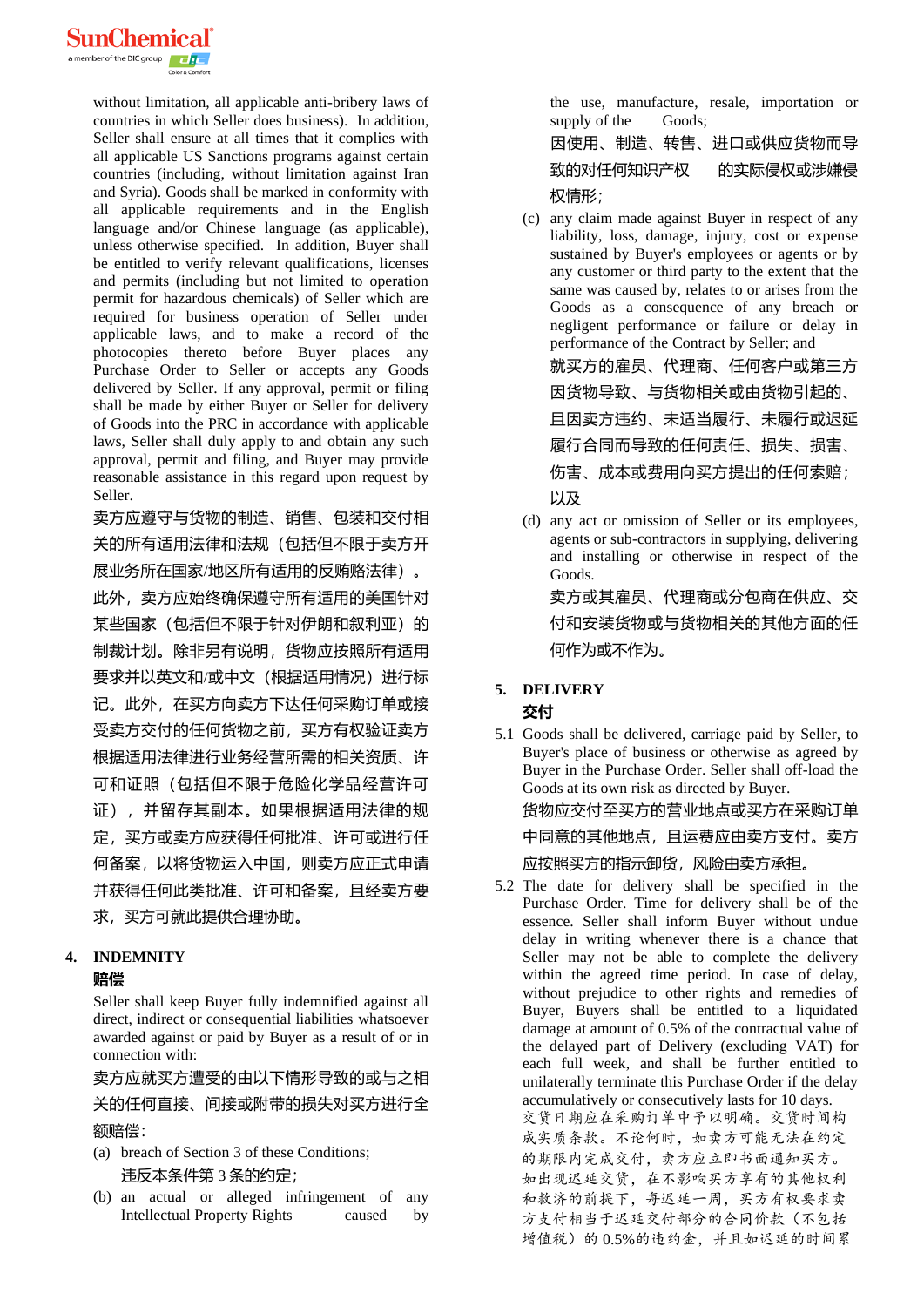without limitation, all applicable anti-bribery laws of countries in which Seller does business). In addition, Seller shall ensure at all times that it complies with all applicable US Sanctions programs against certain countries (including, without limitation against Iran and Syria). Goods shall be marked in conformity with all applicable requirements and in the English language and/or Chinese language (as applicable), unless otherwise specified. In addition, Buyer shall be entitled to verify relevant qualifications, licenses and permits (including but not limited to operation permit for hazardous chemicals) of Seller which are required for business operation of Seller under applicable laws, and to make a record of the photocopies thereto before Buyer places any Purchase Order to Seller or accepts any Goods delivered by Seller. If any approval, permit or filing shall be made by either Buyer or Seller for delivery of Goods into the PRC in accordance with applicable laws, Seller shall duly apply to and obtain any such approval, permit and filing, and Buyer may provide reasonable assistance in this regard upon request by Seller.

卖方应遵守与货物的制造、销售、包装和交付相关的所有适用法律和法规（包括但不限于卖方开展业务所在国家/地区所有适用的反贿赂法律）。此外，卖方应始终确保遵守所有适用的美国针对某些国家（包括但不限于针对伊朗和叙利亚）的制裁计划。除非另有说明，货物应按照所有适用要求并以英文和/或中文（根据适用情况）进行标记。此外，在买方向卖方下达任何采购订单或接受卖方交付的任何货物之前，买方有权验证卖方根据适用法律进行业务经营所需的相关资质、许可和证照（包括但不限于危险化学品经营许可证），并留存其副本。如果根据适用法律的规定，买方或卖方应获得任何批准、许可或进行任何备案，以将货物运入中国，则卖方应正式申请并获得任何此类批准、许可和备案，且经卖方要求，买方可就此提供合理协助。

## 4. INDEMNITY
**赔偿**

Seller shall keep Buyer fully indemnified against all direct, indirect or consequential liabilities whatsoever awarded against or paid by Buyer as a result of or in connection with:

卖方应就买方遭受的由以下情形导致的或与之相关的任何直接、间接或附带的损失对买方进行全额赔偿：

(a) breach of Section 3 of these Conditions;
违反本条件第 3 条的约定；

(b) an actual or alleged infringement of any Intellectual Property Rights caused by the use, manufacture, resale, importation or supply of the Goods;
因使用、制造、转售、进口或供应货物而导致的对任何知识产权 的实际侵权或涉嫌侵权情形；

(c) any claim made against Buyer in respect of any liability, loss, damage, injury, cost or expense sustained by Buyer's employees or agents or by any customer or third party to the extent that the same was caused by, relates to or arises from the Goods as a consequence of any breach or negligent performance or failure or delay in performance of the Contract by Seller; and
就买方的雇员、代理商、任何客户或第三方因货物导致、与货物相关或由货物引起的、且因卖方违约、未适当履行、未履行或迟延履行合同而导致的任何责任、损失、损害、伤害、成本或费用向买方提出的任何索赔；以及

(d) any act or omission of Seller or its employees, agents or sub-contractors in supplying, delivering and installing or otherwise in respect of the Goods.
卖方或其雇员、代理商或分包商在供应、交付和安装货物或与货物相关的其他方面的任何作为或不作为。

## 5. DELIVERY
**交付**

5.1 Goods shall be delivered, carriage paid by Seller, to Buyer's place of business or otherwise as agreed by Buyer in the Purchase Order. Seller shall off-load the Goods at its own risk as directed by Buyer.
货物应交付至买方的营业地点或买方在采购订单中同意的其他地点，且运费应由卖方支付。卖方应按照买方的指示卸货，风险由卖方承担。

5.2 The date for delivery shall be specified in the Purchase Order. Time for delivery shall be of the essence. Seller shall inform Buyer without undue delay in writing whenever there is a chance that Seller may not be able to complete the delivery within the agreed time period. In case of delay, without prejudice to other rights and remedies of Buyer, Buyers shall be entitled to a liquidated damage at amount of 0.5% of the contractual value of the delayed part of Delivery (excluding VAT) for each full week, and shall be further entitled to unilaterally terminate this Purchase Order if the delay accumulatively or consecutively lasts for 10 days.
交货日期应在采购订单中予以明确。交货时间构成实质条款。不论何时，如卖方可能无法在约定的期限内完成交付，卖方应立即书面通知买方。如出现迟延交货，在不影响买方享有的其他权利和救济的前提下，每迟延一周，买方有权要求卖方支付相当于迟延交付部分的合同价款（不包括增值税）的 0.5%的违约金，并且如迟延的时间累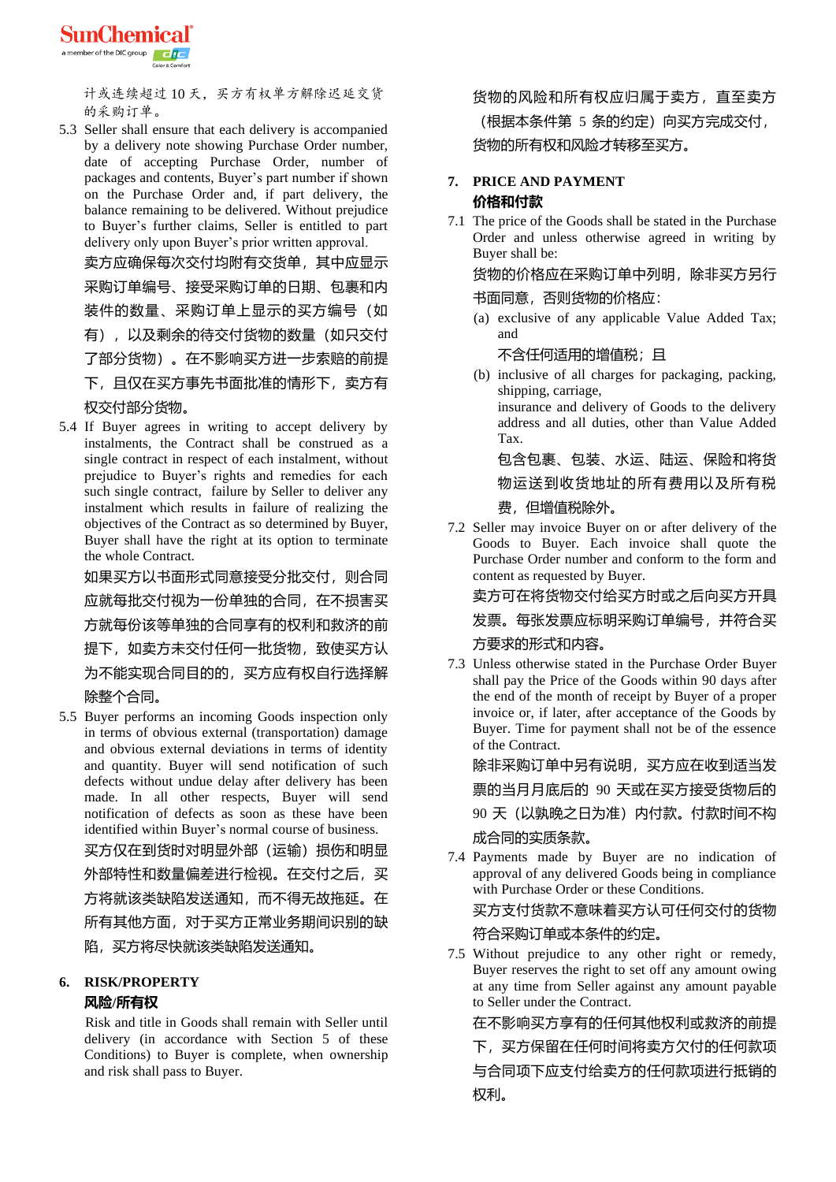计或连续超过 10 天，买方有权单方解除迟延交货的采购订单。

5.3 Seller shall ensure that each delivery is accompanied by a delivery note showing Purchase Order number, date of accepting Purchase Order, number of packages and contents, Buyer's part number if shown on the Purchase Order and, if part delivery, the balance remaining to be delivered. Without prejudice to Buyer's further claims, Seller is entitled to part delivery only upon Buyer's prior written approval.

卖方应确保每次交付均附有交货单，其中应显示采购订单编号、接受采购订单的日期、包裹和内装件的数量、采购订单上显示的买方编号（如有），以及剩余的待交付货物的数量（如只交付了部分货物）。在不影响买方进一步索赔的前提下，且仅在买方事先书面批准的情形下，卖方有权交付部分货物。

5.4 If Buyer agrees in writing to accept delivery by instalments, the Contract shall be construed as a single contract in respect of each instalment, without prejudice to Buyer's rights and remedies for each such single contract, failure by Seller to deliver any instalment which results in failure of realizing the objectives of the Contract as so determined by Buyer, Buyer shall have the right at its option to terminate the whole Contract.

如果买方以书面形式同意接受分批交付，则合同应就每批交付视为一份单独的合同，在不损害买方就每份该等单独的合同享有的权利和救济的前提下，如卖方未交付任何一批货物，致使买方认为不能实现合同目的的，买方应有权自行选择解除整个合同。

5.5 Buyer performs an incoming Goods inspection only in terms of obvious external (transportation) damage and obvious external deviations in terms of identity and quantity. Buyer will send notification of such defects without undue delay after delivery has been made. In all other respects, Buyer will send notification of defects as soon as these have been identified within Buyer's normal course of business.

买方仅在到货时对明显外部（运输）损伤和明显外部特性和数量偏差进行检视。在交付之后，买方将就该类缺陷发送通知，而不得无故拖延。在所有其他方面，对于买方正常业务期间识别的缺陷，买方将尽快就该类缺陷发送通知。

## 6. RISK/PROPERTY 风险/所有权

Risk and title in Goods shall remain with Seller until delivery (in accordance with Section 5 of these Conditions) to Buyer is complete, when ownership and risk shall pass to Buyer.

货物的风险和所有权应归属于卖方，直至卖方（根据本条件第 5 条的约定）向买方完成交付，货物的所有权和风险才转移至买方。

## 7. PRICE AND PAYMENT 价格和付款

7.1 The price of the Goods shall be stated in the Purchase Order and unless otherwise agreed in writing by Buyer shall be:

货物的价格应在采购订单中列明，除非买方另行书面同意，否则货物的价格应：

(a) exclusive of any applicable Value Added Tax; and

不含任何适用的增值税；且

(b) inclusive of all charges for packaging, packing, shipping, carriage, insurance and delivery of Goods to the delivery address and all duties, other than Value Added Tax.

包含包裹、包装、水运、陆运、保险和将货物运送到收货地址的所有费用以及所有税费，但增值税除外。

7.2 Seller may invoice Buyer on or after delivery of the Goods to Buyer. Each invoice shall quote the Purchase Order number and conform to the form and content as requested by Buyer.

卖方可在将货物交付给买方时或之后向买方开具发票。每张发票应标明采购订单编号，并符合买方要求的形式和内容。

7.3 Unless otherwise stated in the Purchase Order Buyer shall pay the Price of the Goods within 90 days after the end of the month of receipt by Buyer of a proper invoice or, if later, after acceptance of the Goods by Buyer. Time for payment shall not be of the essence of the Contract.

除非采购订单中另有说明，买方应在收到适当发票的当月月底后的 90 天或在买方接受货物后的 90 天（以孰晚之日为准）内付款。付款时间不构成合同的实质条款。

7.4 Payments made by Buyer are no indication of approval of any delivered Goods being in compliance with Purchase Order or these Conditions.

买方支付货款不意味着买方认可任何交付的货物符合采购订单或本条件的约定。

7.5 Without prejudice to any other right or remedy, Buyer reserves the right to set off any amount owing at any time from Seller against any amount payable to Seller under the Contract.

在不影响买方享有的任何其他权利或救济的前提下，买方保留在任何时间将卖方欠付的任何款项与合同项下应支付给卖方的任何款项进行抵销的权利。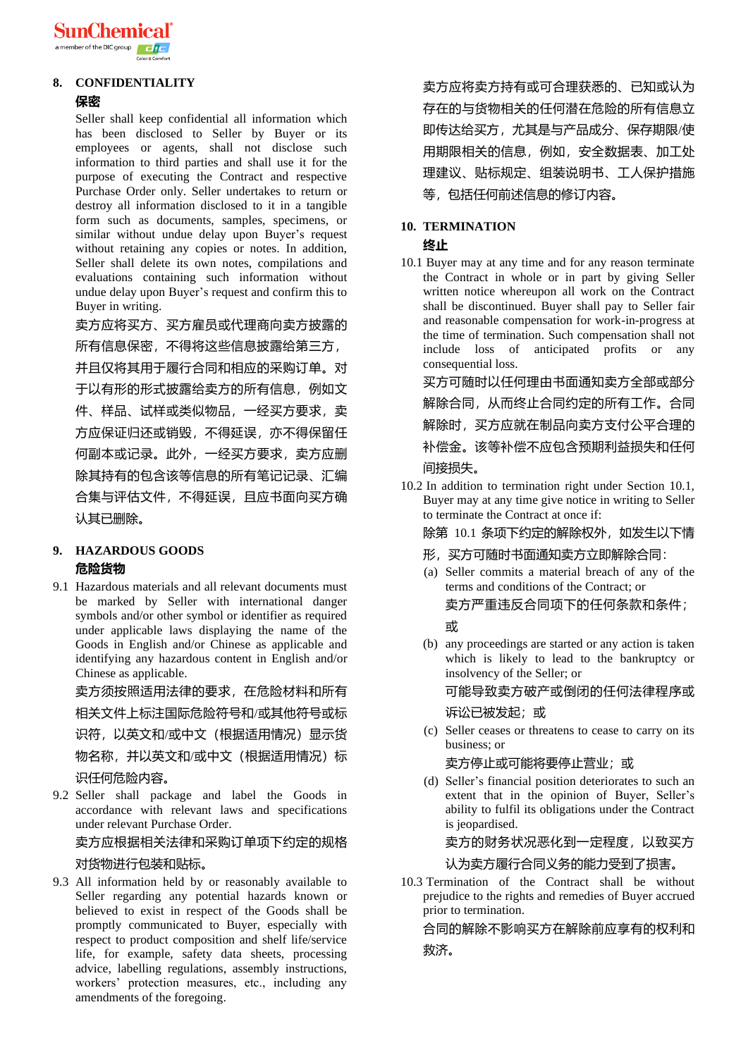## 8. CONFIDENTIALITY
## 保密

Seller shall keep confidential all information which has been disclosed to Seller by Buyer or its employees or agents, shall not disclose such information to third parties and shall use it for the purpose of executing the Contract and respective Purchase Order only. Seller undertakes to return or destroy all information disclosed to it in a tangible form such as documents, samples, specimens, or similar without undue delay upon Buyer's request without retaining any copies or notes. In addition, Seller shall delete its own notes, compilations and evaluations containing such information without undue delay upon Buyer's request and confirm this to Buyer in writing.

卖方应将买方、买方雇员或代理商向卖方披露的所有信息保密，不得将这些信息披露给第三方，并且仅将其用于履行合同和相应的采购订单。对于以有形的形式披露给卖方的所有信息，例如文件、样品、试样或类似物品，一经买方要求，卖方应保证归还或销毁，不得延误，亦不得保留任何副本或记录。此外，一经买方要求，卖方应删除其持有的包含该等信息的所有笔记记录、汇编合集与评估文件，不得延误，且应书面向买方确认其已删除。

## 9. HAZARDOUS GOODS
## 危险货物

9.1 Hazardous materials and all relevant documents must be marked by Seller with international danger symbols and/or other symbol or identifier as required under applicable laws displaying the name of the Goods in English and/or Chinese as applicable and identifying any hazardous content in English and/or Chinese as applicable.

卖方须按照适用法律的要求，在危险材料和所有相关文件上标注国际危险符号和/或其他符号或标识符，以英文和/或中文（根据适用情况）显示货物名称，并以英文和/或中文（根据适用情况）标识任何危险内容。

9.2 Seller shall package and label the Goods in accordance with relevant laws and specifications under relevant Purchase Order.

卖方应根据相关法律和采购订单项下约定的规格对货物进行包装和贴标。

9.3 All information held by or reasonably available to Seller regarding any potential hazards known or believed to exist in respect of the Goods shall be promptly communicated to Buyer, especially with respect to product composition and shelf life/service life, for example, safety data sheets, processing advice, labelling regulations, assembly instructions, workers' protection measures, etc., including any amendments of the foregoing.

卖方应将卖方持有或可合理获悉的、已知或认为存在的与货物相关的任何潜在危险的所有信息立即传达给买方，尤其是与产品成分、保存期限/使用期限相关的信息，例如，安全数据表、加工处理建议、贴标规定、组装说明书、工人保护措施等，包括任何前述信息的修订内容。

## 10. TERMINATION
## 终止

10.1 Buyer may at any time and for any reason terminate the Contract in whole or in part by giving Seller written notice whereupon all work on the Contract shall be discontinued. Buyer shall pay to Seller fair and reasonable compensation for work-in-progress at the time of termination. Such compensation shall not include loss of anticipated profits or any consequential loss.

买方可随时以任何理由书面通知卖方全部或部分解除合同，从而终止合同约定的所有工作。合同解除时，买方应就在制品向卖方支付公平合理的补偿金。该等补偿不应包含预期利益损失和任何间接损失。

10.2 In addition to termination right under Section 10.1, Buyer may at any time give notice in writing to Seller to terminate the Contract at once if:

除第 10.1 条项下约定的解除权外，如发生以下情形，买方可随时书面通知卖方立即解除合同：

(a) Seller commits a material breach of any of the terms and conditions of the Contract; or

卖方严重违反合同项下的任何条款和条件；或

(b) any proceedings are started or any action is taken which is likely to lead to the bankruptcy or insolvency of the Seller; or

可能导致卖方破产或倒闭的任何法律程序或诉讼已被发起；或

(c) Seller ceases or threatens to cease to carry on its business; or

卖方停止或可能将要停止营业；或

(d) Seller's financial position deteriorates to such an extent that in the opinion of Buyer, Seller's ability to fulfil its obligations under the Contract is jeopardised.

卖方的财务状况恶化到一定程度，以致买方认为卖方履行合同义务的能力受到了损害。

10.3 Termination of the Contract shall be without prejudice to the rights and remedies of Buyer accrued prior to termination.

合同的解除不影响买方在解除前应享有的权利和救济。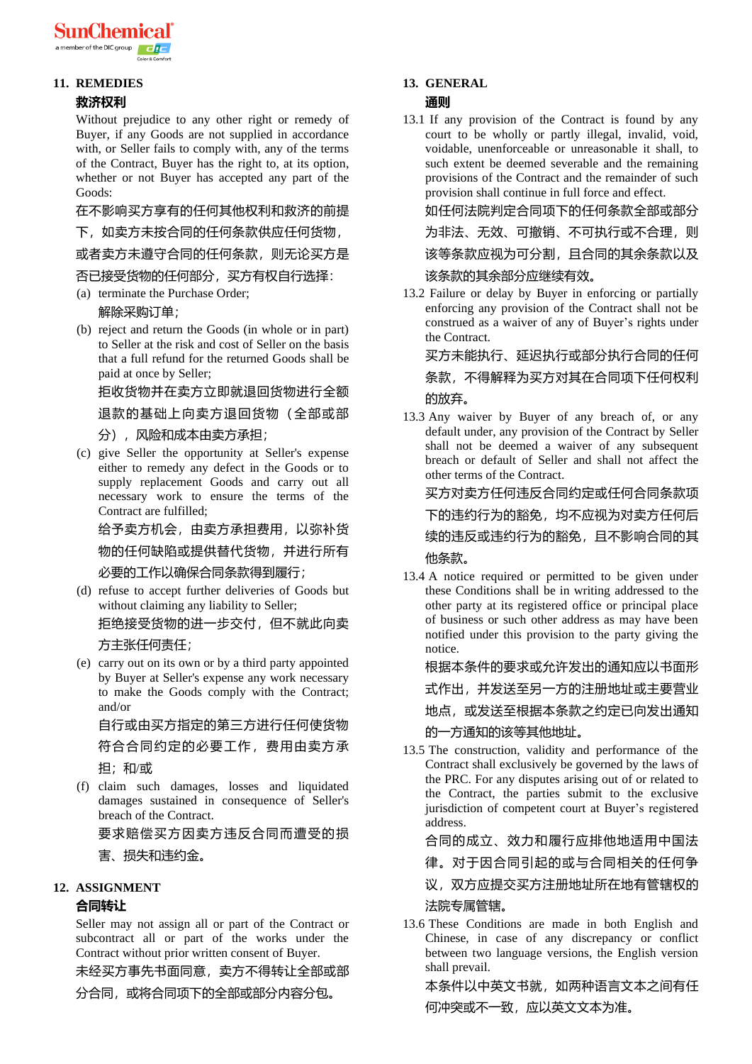## 11. REMEDIES

**救济权利**

Without prejudice to any other right or remedy of Buyer, if any Goods are not supplied in accordance with, or Seller fails to comply with, any of the terms of the Contract, Buyer has the right to, at its option, whether or not Buyer has accepted any part of the Goods:

在不影响买方享有的任何其他权利和救济的前提下，如卖方未按合同的任何条款供应任何货物，或者卖方未遵守合同的任何条款，则无论买方是否已接受货物的任何部分，买方有权自行选择：

(a) terminate the Purchase Order;

解除采购订单；

(b) reject and return the Goods (in whole or in part) to Seller at the risk and cost of Seller on the basis that a full refund for the returned Goods shall be paid at once by Seller;

拒收货物并在卖方立即就退回货物进行全额退款的基础上向卖方退回货物（全部或部分），风险和成本由卖方承担；

(c) give Seller the opportunity at Seller's expense either to remedy any defect in the Goods or to supply replacement Goods and carry out all necessary work to ensure the terms of the Contract are fulfilled;

给予卖方机会，由卖方承担费用，以弥补货物的任何缺陷或提供替代货物，并进行所有必要的工作以确保合同条款得到履行；

(d) refuse to accept further deliveries of Goods but without claiming any liability to Seller;

拒绝接受货物的进一步交付，但不就此向卖方主张任何责任；

(e) carry out on its own or by a third party appointed by Buyer at Seller's expense any work necessary to make the Goods comply with the Contract; and/or

自行或由买方指定的第三方进行任何使货物符合合同约定的必要工作，费用由卖方承担；和/或

(f) claim such damages, losses and liquidated damages sustained in consequence of Seller's breach of the Contract.

要求赔偿买方因卖方违反合同而遭受的损害、损失和违约金。

## 12. ASSIGNMENT

**合同转让**

Seller may not assign all or part of the Contract or subcontract all or part of the works under the Contract without prior written consent of Buyer.

未经买方事先书面同意，卖方不得转让全部或部分合同，或将合同项下的全部或部分内容分包。

## 13. GENERAL

**通则**

13.1 If any provision of the Contract is found by any court to be wholly or partly illegal, invalid, void, voidable, unenforceable or unreasonable it shall, to such extent be deemed severable and the remaining provisions of the Contract and the remainder of such provision shall continue in full force and effect.

如任何法院判定合同项下的任何条款全部或部分为非法、无效、可撤销、不可执行或不合理，则该等条款应视为可分割，且合同的其余条款以及该条款的其余部分应继续有效。

13.2 Failure or delay by Buyer in enforcing or partially enforcing any provision of the Contract shall not be construed as a waiver of any of Buyer's rights under the Contract.

买方未能执行、延迟执行或部分执行合同的任何条款，不得解释为买方对其在合同项下任何权利的放弃。

13.3 Any waiver by Buyer of any breach of, or any default under, any provision of the Contract by Seller shall not be deemed a waiver of any subsequent breach or default of Seller and shall not affect the other terms of the Contract.

买方对卖方任何违反合同约定或任何合同条款项下的违约行为的豁免，均不应视为对卖方任何后续的违反或违约行为的豁免，且不影响合同的其他条款。

13.4 A notice required or permitted to be given under these Conditions shall be in writing addressed to the other party at its registered office or principal place of business or such other address as may have been notified under this provision to the party giving the notice.

根据本条件的要求或允许发出的通知应以书面形式作出，并发送至另一方的注册地址或主要营业地点，或发送至根据本条款之约定已向发出通知的一方通知的该等其他地址。

13.5 The construction, validity and performance of the Contract shall exclusively be governed by the laws of the PRC. For any disputes arising out of or related to the Contract, the parties submit to the exclusive jurisdiction of competent court at Buyer's registered address.

合同的成立、效力和履行应排他地适用中国法律。对于因合同引起的或与合同相关的任何争议，双方应提交买方注册地址所在地有管辖权的法院专属管辖。

13.6 These Conditions are made in both English and Chinese, in case of any discrepancy or conflict between two language versions, the English version shall prevail.

本条件以中英文书就，如两种语言文本之间有任何冲突或不一致，应以英文文本为准。